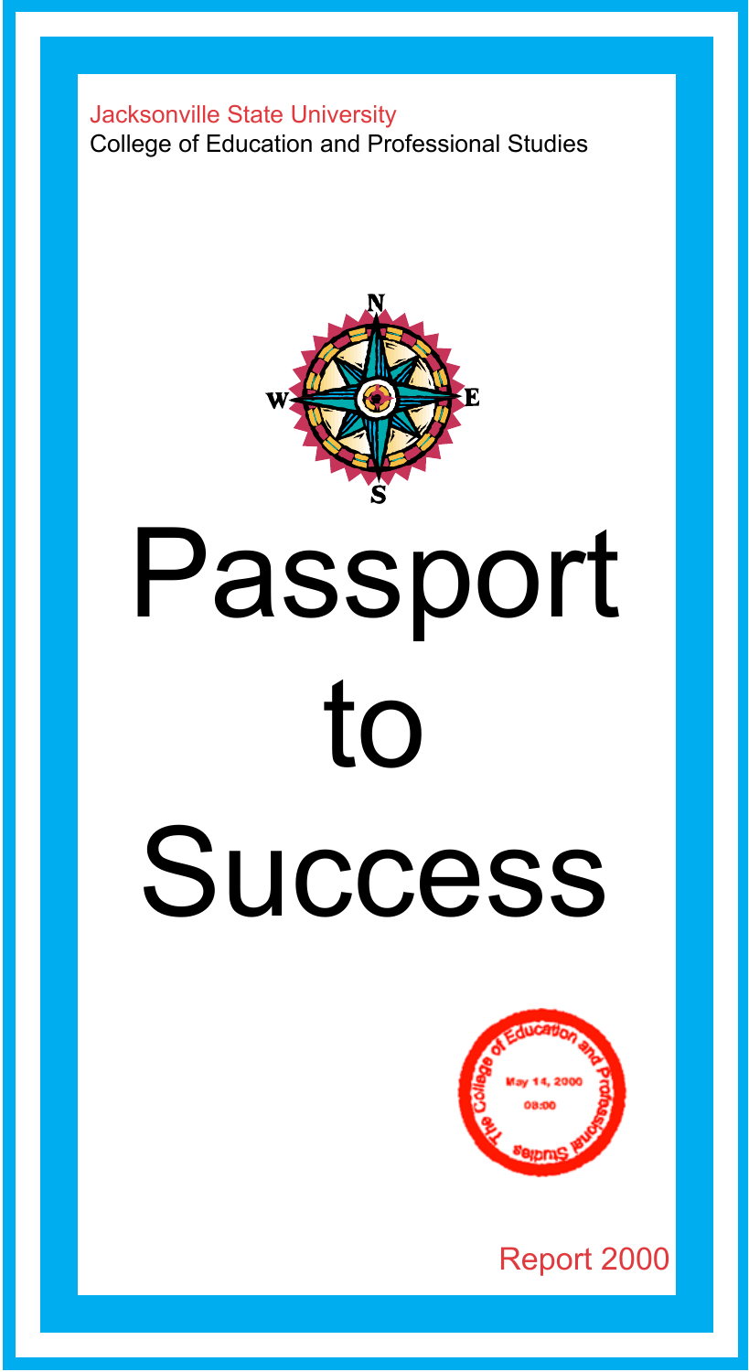Jacksonville State University

College of Education and Professional Studies

# Passport to Success

Report 2000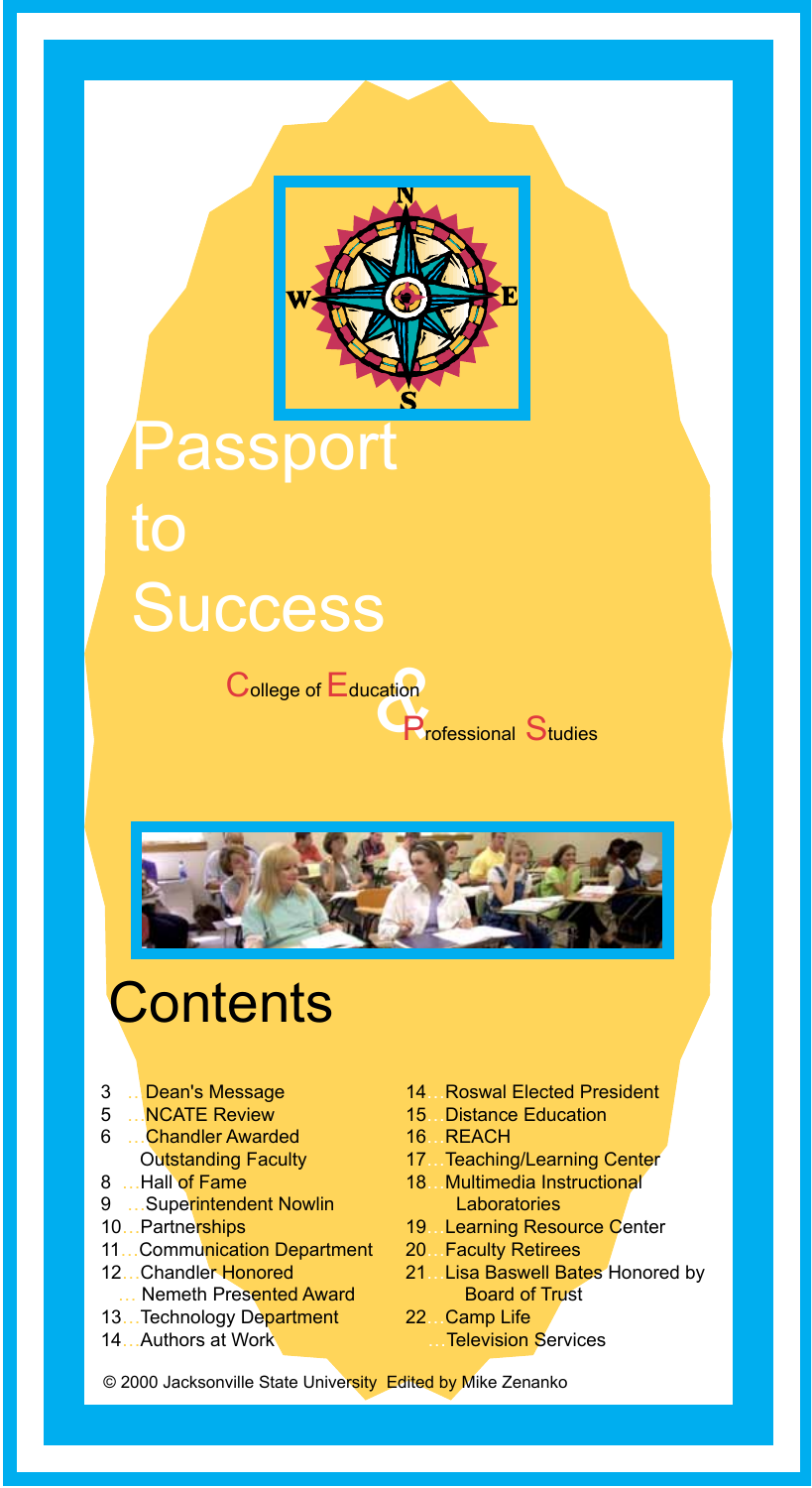# Passport to Success

College of Education & Professional Studies

## Contents

- 3 … Dean's Message
- 5 … NCATE Review
- 6 … Chandler Awarded Outstanding Faculty
- 8 … Hall of Fame
- 9 … Superintendent Nowlin
- 10 … Partnerships
- 11 … Communication Department
- 12 … Chandler Honored
- … Nemeth Presented Award
- 13 … Technology Department
- 14 … Authors at Work
- 14 … Roswal Elected President
- 15 … Distance Education
- 16 … REACH
- 17 … Teaching/Learning Center
- 18 … Multimedia Instructional Laboratories
- 19 … Learning Resource Center
- 20 … Faculty Retirees
- 21 … Lisa Baswell Bates Honored by Board of Trust
- 22 … Camp Life
- … Television Services

© 2000 Jacksonville State University Edited by Mike Zenanko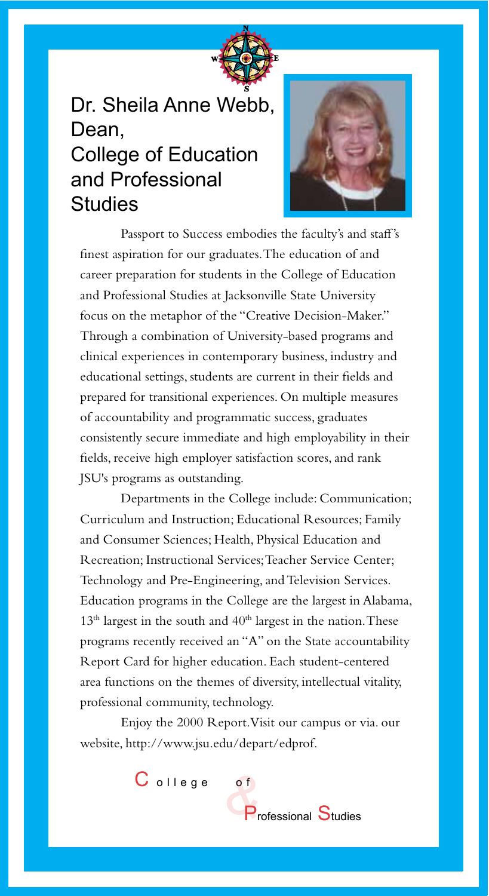# Dr. Sheila Anne Webb, Dean, College of Education and Professional Studies

Passport to Success embodies the faculty's and staff's finest aspiration for our graduates. The education of and career preparation for students in the College of Education and Professional Studies at Jacksonville State University focus on the metaphor of the "Creative Decision-Maker." Through a combination of University-based programs and clinical experiences in contemporary business, industry and educational settings, students are current in their fields and prepared for transitional experiences. On multiple measures of accountability and programmatic success, graduates consistently secure immediate and high employability in their fields, receive high employer satisfaction scores, and rank JSU's programs as outstanding.

Departments in the College include: Communication; Curriculum and Instruction; Educational Resources; Family and Consumer Sciences; Health, Physical Education and Recreation; Instructional Services; Teacher Service Center; Technology and Pre-Engineering, and Television Services. Education programs in the College are the largest in Alabama, 13th largest in the south and 40th largest in the nation. These programs recently received an "A" on the State accountability Report Card for higher education. Each student-centered area functions on the themes of diversity, intellectual vitality, professional community, technology.

Enjoy the 2000 Report. Visit our campus or via. our website, http://www.jsu.edu/depart/edprof.

College of & Professional Studies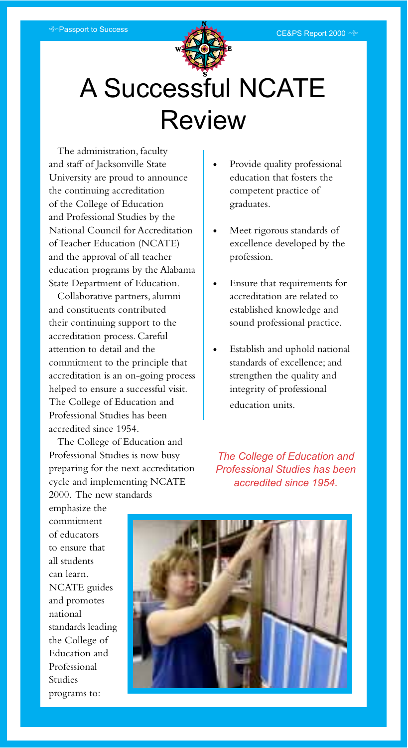# A Successful NCATE Review

The administration, faculty and staff of Jacksonville State University are proud to announce the continuing accreditation of the College of Education and Professional Studies by the National Council for Accreditation of Teacher Education (NCATE) and the approval of all teacher education programs by the Alabama State Department of Education.

Collaborative partners, alumni and constituents contributed their continuing support to the accreditation process. Careful attention to detail and the commitment to the principle that accreditation is an on-going process helped to ensure a successful visit. The College of Education and Professional Studies has been accredited since 1954.

The College of Education and Professional Studies is now busy preparing for the next accreditation cycle and implementing NCATE 2000. The new standards emphasize the commitment of educators to ensure that all students can learn. NCATE guides and promotes national standards leading the College of Education and Professional Studies programs to:

- Provide quality professional education that fosters the competent practice of graduates.
- Meet rigorous standards of excellence developed by the profession.
- Ensure that requirements for accreditation are related to established knowledge and sound professional practice.
- Establish and uphold national standards of excellence; and strengthen the quality and integrity of professional education units.

*The College of Education and Professional Studies has been accredited since 1954.*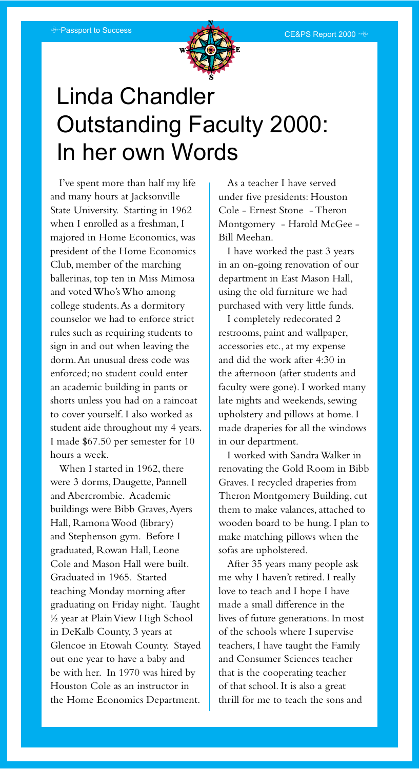# Linda Chandler Outstanding Faculty 2000: In her own Words

I've spent more than half my life and many hours at Jacksonville State University. Starting in 1962 when I enrolled as a freshman, I majored in Home Economics, was president of the Home Economics Club, member of the marching ballerinas, top ten in Miss Mimosa and voted Who's Who among college students. As a dormitory counselor we had to enforce strict rules such as requiring students to sign in and out when leaving the dorm. An unusual dress code was enforced; no student could enter an academic building in pants or shorts unless you had on a raincoat to cover yourself. I also worked as student aide throughout my 4 years. I made $67.50 per semester for 10 hours a week.

When I started in 1962, there were 3 dorms, Daugette, Pannell and Abercrombie. Academic buildings were Bibb Graves, Ayers Hall, Ramona Wood (library) and Stephenson gym. Before I graduated, Rowan Hall, Leone Cole and Mason Hall were built. Graduated in 1965. Started teaching Monday morning after graduating on Friday night. Taught ½ year at Plain View High School in DeKalb County, 3 years at Glencoe in Etowah County. Stayed out one year to have a baby and be with her. In 1970 was hired by Houston Cole as an instructor in the Home Economics Department.

As a teacher I have served under five presidents: Houston Cole - Ernest Stone - Theron Montgomery - Harold McGee - Bill Meehan.

I have worked the past 3 years in an on-going renovation of our department in East Mason Hall, using the old furniture we had purchased with very little funds.

I completely redecorated 2 restrooms, paint and wallpaper, accessories etc., at my expense and did the work after 4:30 in the afternoon (after students and faculty were gone). I worked many late nights and weekends, sewing upholstery and pillows at home. I made draperies for all the windows in our department.

I worked with Sandra Walker in renovating the Gold Room in Bibb Graves. I recycled draperies from Theron Montgomery Building, cut them to make valances, attached to wooden board to be hung. I plan to make matching pillows when the sofas are upholstered.

After 35 years many people ask me why I haven't retired. I really love to teach and I hope I have made a small difference in the lives of future generations. In most of the schools where I supervise teachers, I have taught the Family and Consumer Sciences teacher that is the cooperating teacher of that school. It is also a great thrill for me to teach the sons and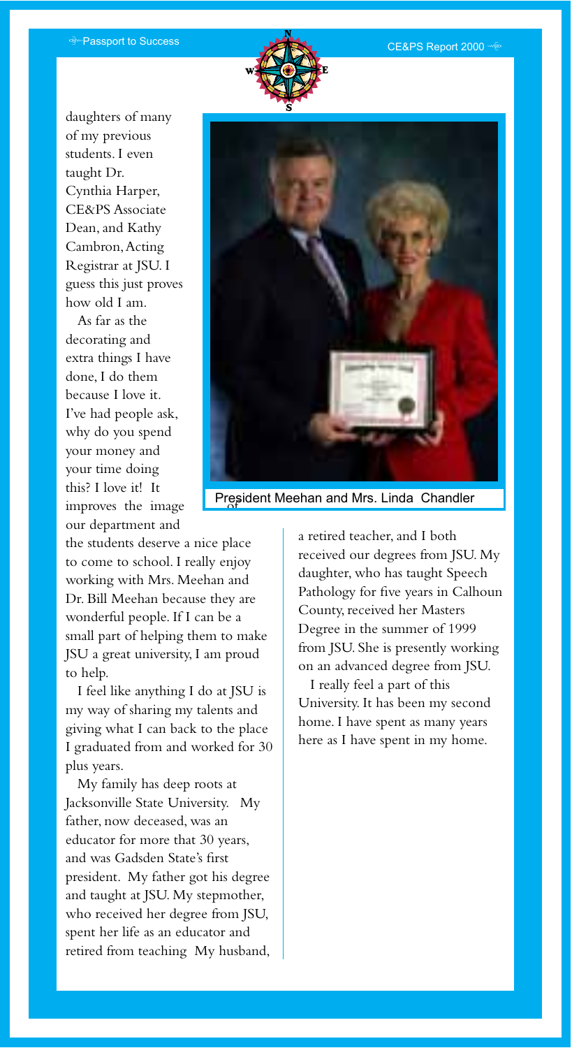daughters of many of my previous students. I even taught Dr. Cynthia Harper, CE&PS Associate Dean, and Kathy Cambron, Acting Registrar at JSU. I guess this just proves how old I am.

As far as the decorating and extra things I have done, I do them because I love it. I've had people ask, why do you spend your money and your time doing this? I love it! It improves the image of our department and the students deserve a nice place to come to school. I really enjoy working with Mrs. Meehan and Dr. Bill Meehan because they are wonderful people. If I can be a small part of helping them to make JSU a great university, I am proud to help.

I feel like anything I do at JSU is my way of sharing my talents and giving what I can back to the place I graduated from and worked for 30 plus years.

My family has deep roots at Jacksonville State University. My father, now deceased, was an educator for more that 30 years, and was Gadsden State's first president. My father got his degree and taught at JSU. My stepmother, who received her degree from JSU, spent her life as an educator and retired from teaching My husband, a retired teacher, and I both received our degrees from JSU. My daughter, who has taught Speech Pathology for five years in Calhoun County, received her Masters Degree in the summer of 1999 from JSU. She is presently working on an advanced degree from JSU.

I really feel a part of this University. It has been my second home. I have spent as many years here as I have spent in my home.

President Meehan and Mrs. Linda Chandler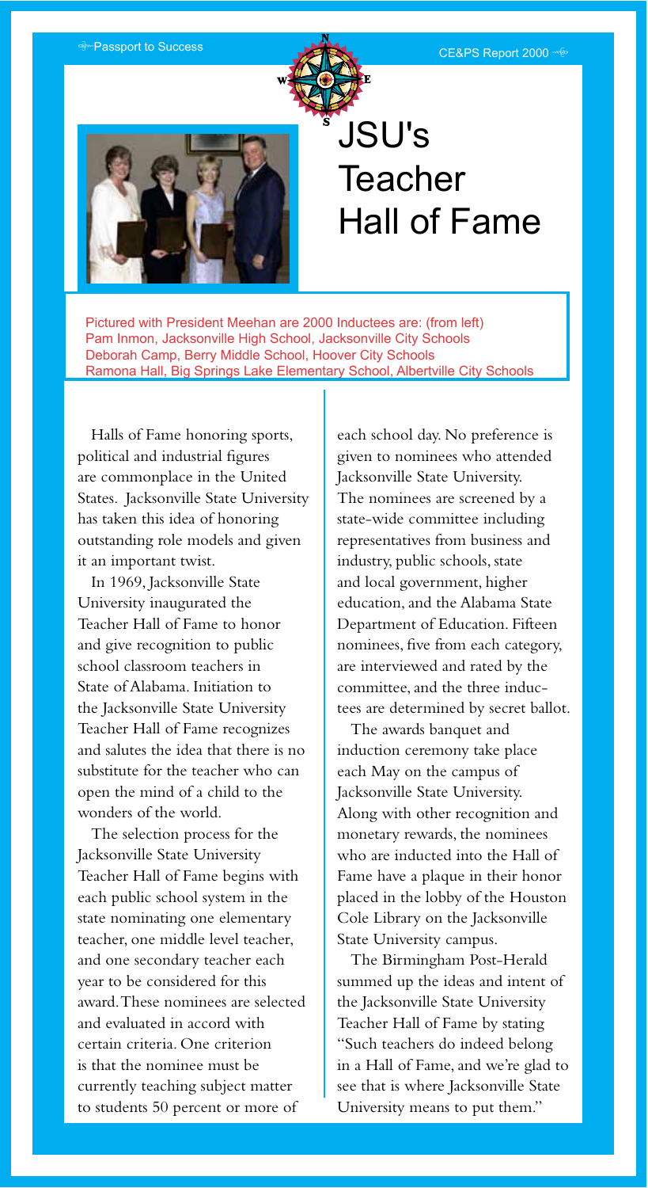# JSU's Teacher Hall of Fame

Pictured with President Meehan are 2000 Inductees are: (from left)
Pam Inmon, Jacksonville High School, Jacksonville City Schools
Deborah Camp, Berry Middle School, Hoover City Schools
Ramona Hall, Big Springs Lake Elementary School, Albertville City Schools

Halls of Fame honoring sports, political and industrial figures are commonplace in the United States. Jacksonville State University has taken this idea of honoring outstanding role models and given it an important twist.

In 1969, Jacksonville State University inaugurated the Teacher Hall of Fame to honor and give recognition to public school classroom teachers in State of Alabama. Initiation to the Jacksonville State University Teacher Hall of Fame recognizes and salutes the idea that there is no substitute for the teacher who can open the mind of a child to the wonders of the world.

The selection process for the Jacksonville State University Teacher Hall of Fame begins with each public school system in the state nominating one elementary teacher, one middle level teacher, and one secondary teacher each year to be considered for this award. These nominees are selected and evaluated in accord with certain criteria. One criterion is that the nominee must be currently teaching subject matter to students 50 percent or more of each school day. No preference is given to nominees who attended Jacksonville State University. The nominees are screened by a state-wide committee including representatives from business and industry, public schools, state and local government, higher education, and the Alabama State Department of Education. Fifteen nominees, five from each category, are interviewed and rated by the committee, and the three inductees are determined by secret ballot.

The awards banquet and induction ceremony take place each May on the campus of Jacksonville State University. Along with other recognition and monetary rewards, the nominees who are inducted into the Hall of Fame have a plaque in their honor placed in the lobby of the Houston Cole Library on the Jacksonville State University campus.

The Birmingham Post-Herald summed up the ideas and intent of the Jacksonville State University Teacher Hall of Fame by stating "Such teachers do indeed belong in a Hall of Fame, and we're glad to see that is where Jacksonville State University means to put them."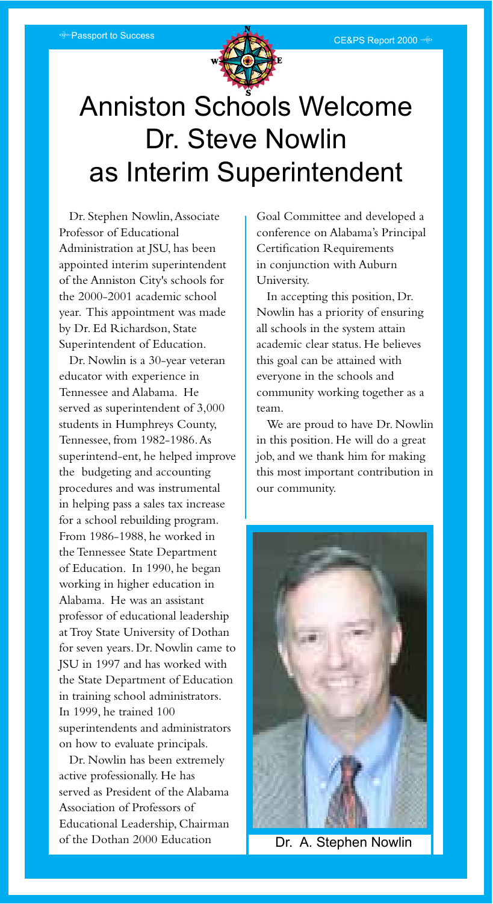# Anniston Schools Welcome Dr. Steve Nowlin as Interim Superintendent

Dr. Stephen Nowlin, Associate Professor of Educational Administration at JSU, has been appointed interim superintendent of the Anniston City's schools for the 2000-2001 academic school year. This appointment was made by Dr. Ed Richardson, State Superintendent of Education.

Dr. Nowlin is a 30-year veteran educator with experience in Tennessee and Alabama. He served as superintendent of 3,000 students in Humphreys County, Tennessee, from 1982-1986. As superintend-ent, he helped improve the budgeting and accounting procedures and was instrumental in helping pass a sales tax increase for a school rebuilding program. From 1986-1988, he worked in the Tennessee State Department of Education. In 1990, he began working in higher education in Alabama. He was an assistant professor of educational leadership at Troy State University of Dothan for seven years. Dr. Nowlin came to JSU in 1997 and has worked with the State Department of Education in training school administrators. In 1999, he trained 100 superintendents and administrators on how to evaluate principals.

Dr. Nowlin has been extremely active professionally. He has served as President of the Alabama Association of Professors of Educational Leadership, Chairman of the Dothan 2000 Education Goal Committee and developed a conference on Alabama's Principal Certification Requirements in conjunction with Auburn University.

In accepting this position, Dr. Nowlin has a priority of ensuring all schools in the system attain academic clear status. He believes this goal can be attained with everyone in the schools and community working together as a team.

We are proud to have Dr. Nowlin in this position. He will do a great job, and we thank him for making this most important contribution in our community.

Dr. A. Stephen Nowlin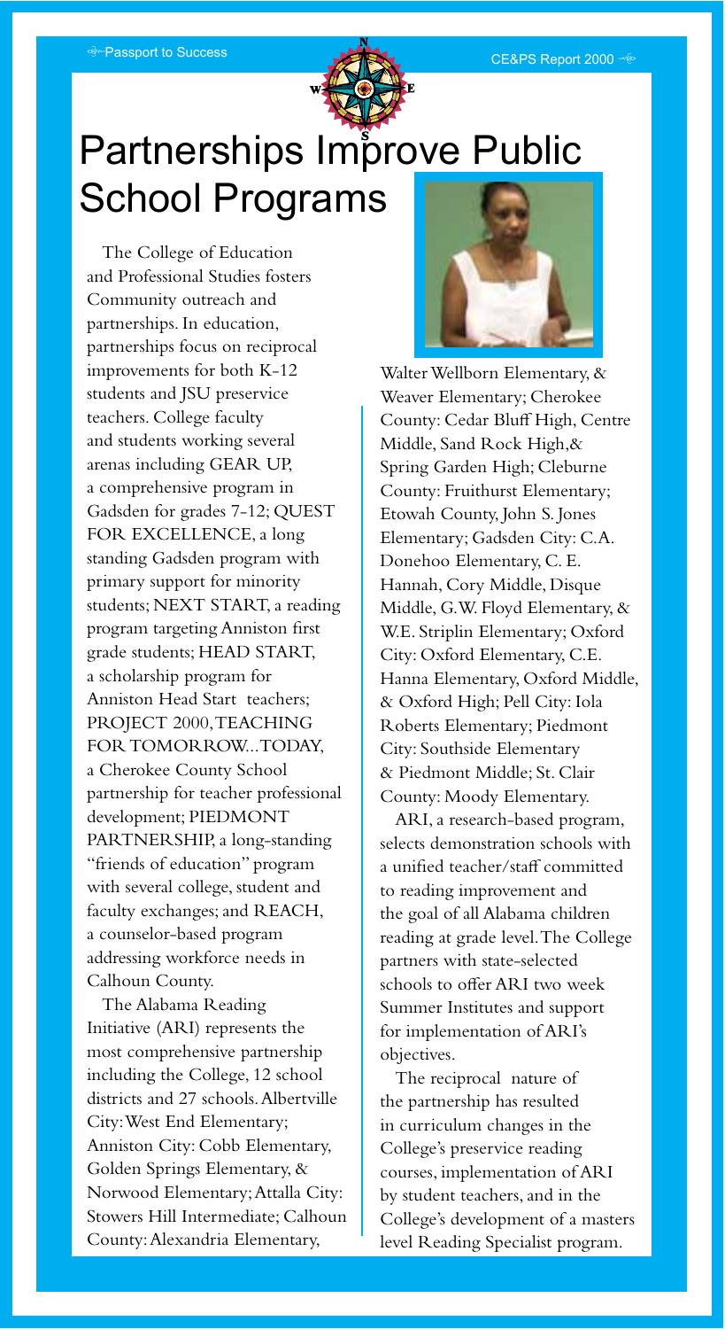# Partnerships Improve Public School Programs

The College of Education and Professional Studies fosters Community outreach and partnerships. In education, partnerships focus on reciprocal improvements for both K-12 students and JSU preservice teachers. College faculty and students working several arenas including GEAR UP, a comprehensive program in Gadsden for grades 7-12; QUEST FOR EXCELLENCE, a long standing Gadsden program with primary support for minority students; NEXT START, a reading program targeting Anniston first grade students; HEAD START, a scholarship program for Anniston Head Start teachers; PROJECT 2000, TEACHING FOR TOMORROW...TODAY, a Cherokee County School partnership for teacher professional development; PIEDMONT PARTNERSHIP, a long-standing "friends of education" program with several college, student and faculty exchanges; and REACH, a counselor-based program addressing workforce needs in Calhoun County.

The Alabama Reading Initiative (ARI) represents the most comprehensive partnership including the College, 12 school districts and 27 schools. Albertville City: West End Elementary; Anniston City: Cobb Elementary, Golden Springs Elementary, & Norwood Elementary; Attalla City: Stowers Hill Intermediate; Calhoun County: Alexandria Elementary, Walter Wellborn Elementary, & Weaver Elementary; Cherokee County: Cedar Bluff High, Centre Middle, Sand Rock High, & Spring Garden High; Cleburne County: Fruithurst Elementary; Etowah County, John S. Jones Elementary; Gadsden City: C.A. Donehoo Elementary, C. E. Hannah, Cory Middle, Disque Middle, G.W. Floyd Elementary, & W.E. Striplin Elementary; Oxford City: Oxford Elementary, C.E. Hanna Elementary, Oxford Middle, & Oxford High; Pell City: Iola Roberts Elementary; Piedmont City: Southside Elementary & Piedmont Middle; St. Clair County: Moody Elementary.

ARI, a research-based program, selects demonstration schools with a unified teacher/staff committed to reading improvement and the goal of all Alabama children reading at grade level. The College partners with state-selected schools to offer ARI two week Summer Institutes and support for implementation of ARI's objectives.

The reciprocal nature of the partnership has resulted in curriculum changes in the College's preservice reading courses, implementation of ARI by student teachers, and in the College's development of a masters level Reading Specialist program.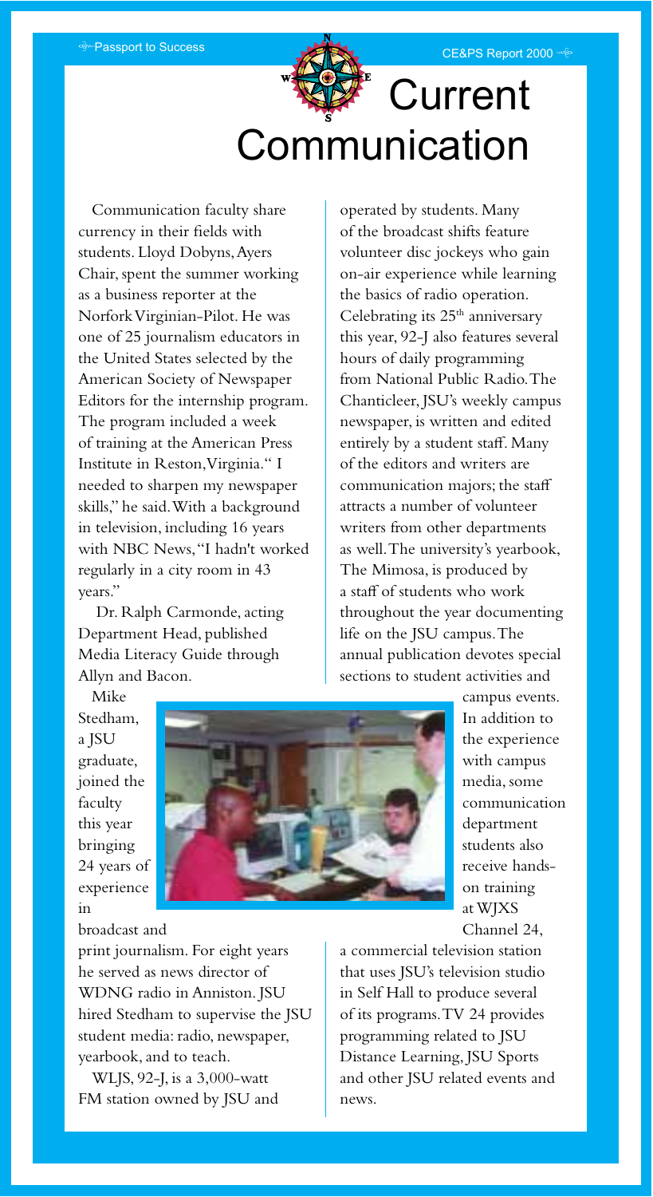# Current Communication

Communication faculty share currency in their fields with students. Lloyd Dobyns, Ayers Chair, spent the summer working as a business reporter at the Norfolk Virginian-Pilot. He was one of 25 journalism educators in the United States selected by the American Society of Newspaper Editors for the internship program. The program included a week of training at the American Press Institute in Reston, Virginia. "I needed to sharpen my newspaper skills," he said. With a background in television, including 16 years with NBC News, "I hadn't worked regularly in a city room in 43 years."

Dr. Ralph Carmonde, acting Department Head, published Media Literacy Guide through Allyn and Bacon.

Mike Stedham, a JSU graduate, joined the faculty this year bringing 24 years of experience in broadcast and print journalism. For eight years he served as news director of WDNG radio in Anniston. JSU hired Stedham to supervise the JSU student media: radio, newspaper, yearbook, and to teach.

WLJS, 92-J, is a 3,000-watt FM station owned by JSU and operated by students. Many of the broadcast shifts feature volunteer disc jockeys who gain on-air experience while learning the basics of radio operation. Celebrating its 25th anniversary this year, 92-J also features several hours of daily programming from National Public Radio. The Chanticleer, JSU's weekly campus newspaper, is written and edited entirely by a student staff. Many of the editors and writers are communication majors; the staff attracts a number of volunteer writers from other departments as well. The university's yearbook, The Mimosa, is produced by a staff of students who work throughout the year documenting life on the JSU campus. The annual publication devotes special sections to student activities and campus events. In addition to the experience with campus media, some communication department students also receive hands-on training at WJXS Channel 24, a commercial television station that uses JSU's television studio in Self Hall to produce several of its programs. TV 24 provides programming related to JSU Distance Learning, JSU Sports and other JSU related events and news.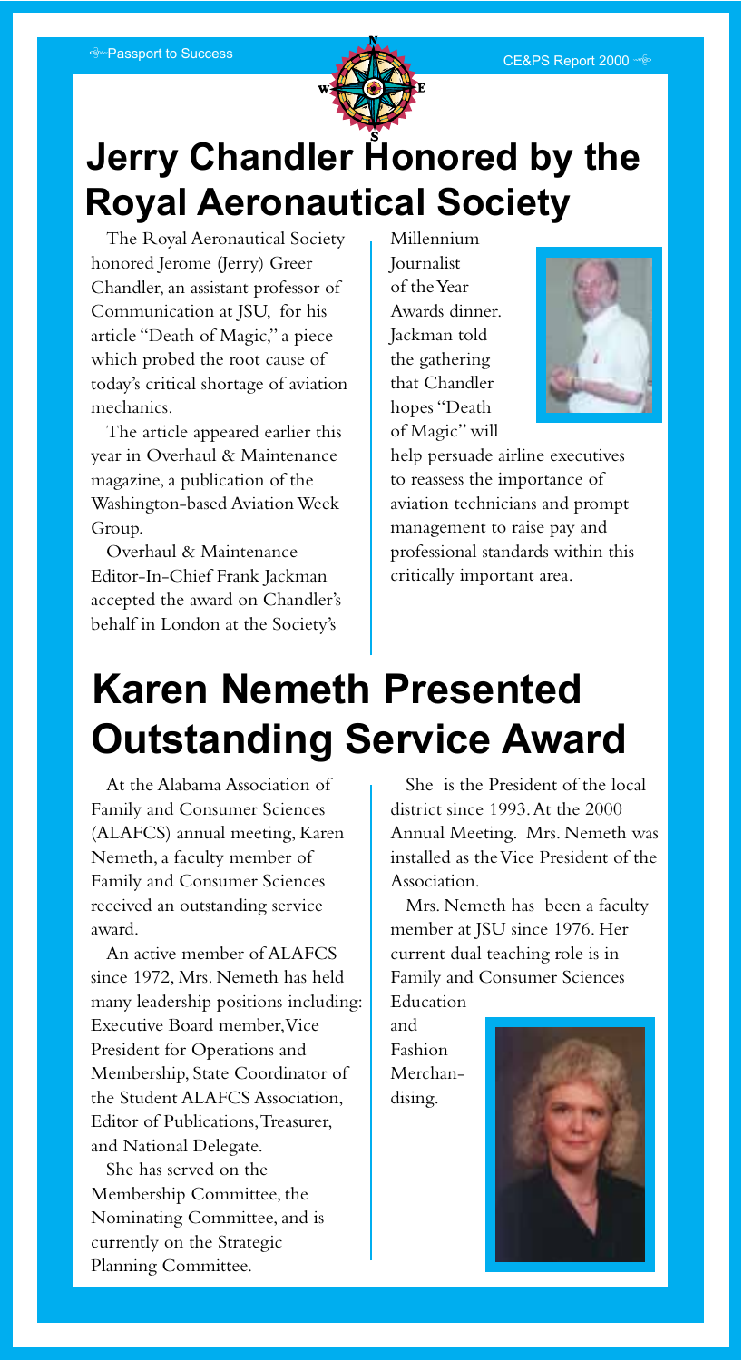# Jerry Chandler Honored by the Royal Aeronautical Society

The Royal Aeronautical Society honored Jerome (Jerry) Greer Chandler, an assistant professor of Communication at JSU, for his article "Death of Magic," a piece which probed the root cause of today's critical shortage of aviation mechanics.

The article appeared earlier this year in Overhaul & Maintenance magazine, a publication of the Washington-based Aviation Week Group.

Overhaul & Maintenance Editor-In-Chief Frank Jackman accepted the award on Chandler's behalf in London at the Society's Millennium Journalist of the Year Awards dinner. Jackman told the gathering that Chandler hopes "Death of Magic" will help persuade airline executives to reassess the importance of aviation technicians and prompt management to raise pay and professional standards within this critically important area.

# Karen Nemeth Presented Outstanding Service Award

At the Alabama Association of Family and Consumer Sciences (ALAFCS) annual meeting, Karen Nemeth, a faculty member of Family and Consumer Sciences received an outstanding service award.

An active member of ALAFCS since 1972, Mrs. Nemeth has held many leadership positions including: Executive Board member, Vice President for Operations and Membership, State Coordinator of the Student ALAFCS Association, Editor of Publications, Treasurer, and National Delegate.

She has served on the Membership Committee, the Nominating Committee, and is currently on the Strategic Planning Committee.

She is the President of the local district since 1993. At the 2000 Annual Meeting. Mrs. Nemeth was installed as the Vice President of the Association.

Mrs. Nemeth has been a faculty member at JSU since 1976. Her current dual teaching role is in Family and Consumer Sciences Education and Fashion Merchandising.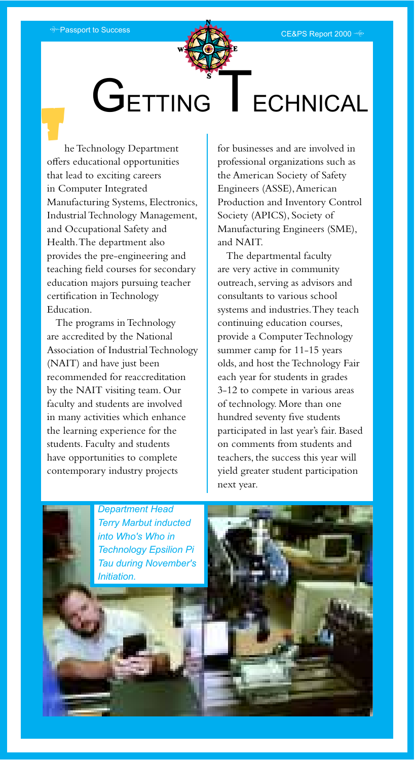# Getting Technical

The Technology Department offers educational opportunities that lead to exciting careers in Computer Integrated Manufacturing Systems, Electronics, Industrial Technology Management, and Occupational Safety and Health. The department also provides the pre-engineering and teaching field courses for secondary education majors pursuing teacher certification in Technology Education.

The programs in Technology are accredited by the National Association of Industrial Technology (NAIT) and have just been recommended for reaccreditation by the NAIT visiting team. Our faculty and students are involved in many activities which enhance the learning experience for the students. Faculty and students have opportunities to complete contemporary industry projects for businesses and are involved in professional organizations such as the American Society of Safety Engineers (ASSE), American Production and Inventory Control Society (APICS), Society of Manufacturing Engineers (SME), and NAIT.

The departmental faculty are very active in community outreach, serving as advisors and consultants to various school systems and industries. They teach continuing education courses, provide a Computer Technology summer camp for 11-15 years olds, and host the Technology Fair each year for students in grades 3-12 to compete in various areas of technology. More than one hundred seventy five students participated in last year's fair. Based on comments from students and teachers, the success this year will yield greater student participation next year.

*Department Head Terry Marbut inducted into Who's Who in Technology Epsilon Pi Tau during November's Initiation.*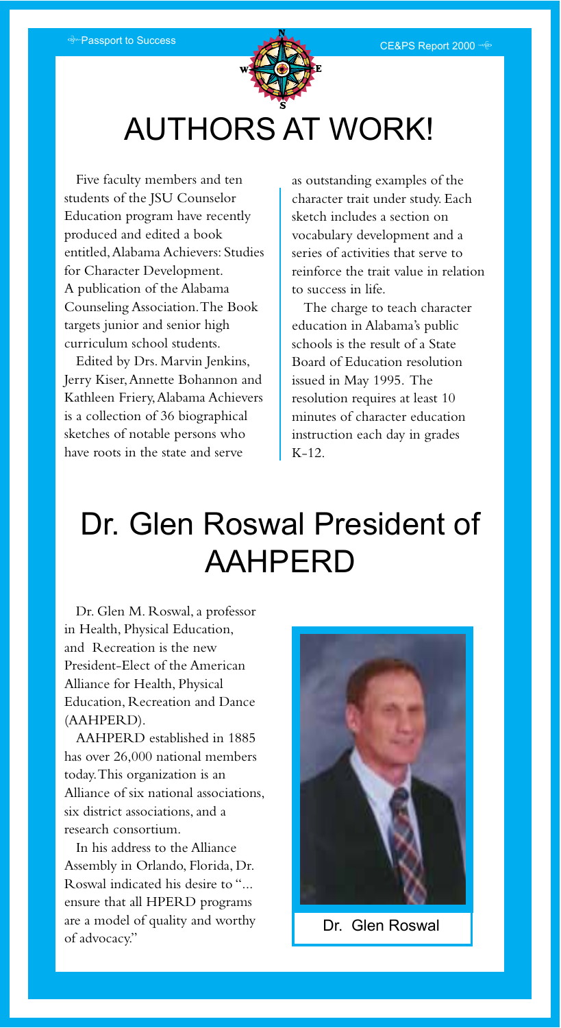# AUTHORS AT WORK!

Five faculty members and ten students of the JSU Counselor Education program have recently produced and edited a book entitled, Alabama Achievers: Studies for Character Development. A publication of the Alabama Counseling Association. The Book targets junior and senior high curriculum school students.

Edited by Drs. Marvin Jenkins, Jerry Kiser, Annette Bohannon and Kathleen Friery, Alabama Achievers is a collection of 36 biographical sketches of notable persons who have roots in the state and serve as outstanding examples of the character trait under study. Each sketch includes a section on vocabulary development and a series of activities that serve to reinforce the trait value in relation to success in life.

The charge to teach character education in Alabama's public schools is the result of a State Board of Education resolution issued in May 1995. The resolution requires at least 10 minutes of character education instruction each day in grades K-12.

# Dr. Glen Roswal President of AAHPERD

Dr. Glen M. Roswal, a professor in Health, Physical Education, and Recreation is the new President-Elect of the American Alliance for Health, Physical Education, Recreation and Dance (AAHPERD).

AAHPERD established in 1885 has over 26,000 national members today. This organization is an Alliance of six national associations, six district associations, and a research consortium.

In his address to the Alliance Assembly in Orlando, Florida, Dr. Roswal indicated his desire to "... ensure that all HPERD programs are a model of quality and worthy of advocacy."

Dr. Glen Roswal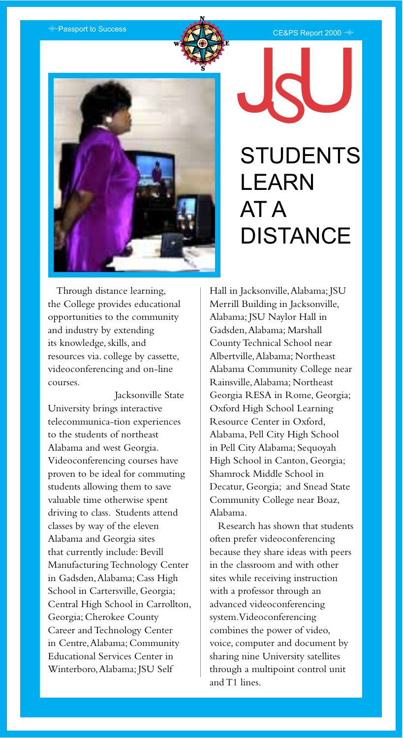# STUDENTS LEARN AT A DISTANCE

Through distance learning, the College provides educational opportunities to the community and industry by extending its knowledge, skills, and resources via. college by cassette, videoconferencing and on-line courses.

Jacksonville State University brings interactive telecommunica-tion experiences to the students of northeast Alabama and west Georgia. Videoconferencing courses have proven to be ideal for commuting students allowing them to save valuable time otherwise spent driving to class. Students attend classes by way of the eleven Alabama and Georgia sites that currently include: Bevill Manufacturing Technology Center in Gadsden, Alabama; Cass High School in Cartersville, Georgia; Central High School in Carrollton, Georgia; Cherokee County Career and Technology Center in Centre, Alabama; Community Educational Services Center in Winterboro, Alabama; JSU Self Hall in Jacksonville, Alabama; JSU Merrill Building in Jacksonville, Alabama; JSU Naylor Hall in Gadsden, Alabama; Marshall County Technical School near Albertville, Alabama; Northeast Alabama Community College near Rainsville, Alabama; Northeast Georgia RESA in Rome, Georgia; Oxford High School Learning Resource Center in Oxford, Alabama, Pell City High School in Pell City Alabama; Sequoyah High School in Canton, Georgia; Shamrock Middle School in Decatur, Georgia; and Snead State Community College near Boaz, Alabama.

Research has shown that students often prefer videoconferencing because they share ideas with peers in the classroom and with other sites while receiving instruction with a professor through an advanced videoconferencing system. Videoconferencing combines the power of video, voice, computer and document by sharing nine University satellites through a multipoint control unit and T1 lines.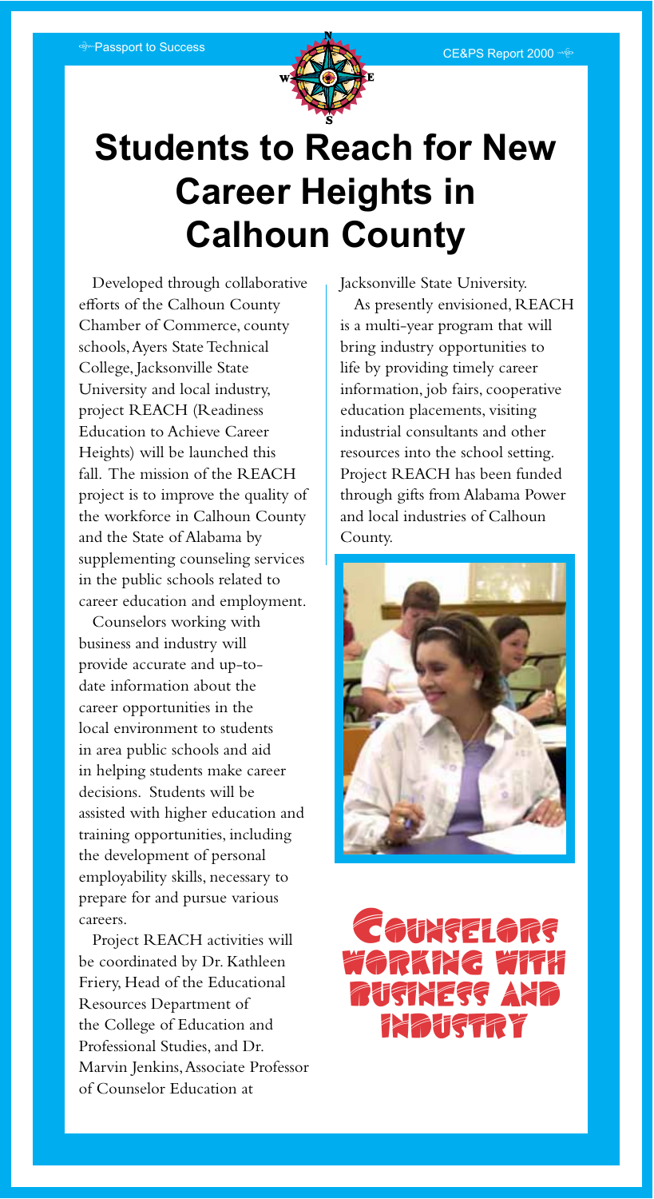# Students to Reach for New Career Heights in Calhoun County

Developed through collaborative efforts of the Calhoun County Chamber of Commerce, county schools, Ayers State Technical College, Jacksonville State University and local industry, project REACH (Readiness Education to Achieve Career Heights) will be launched this fall. The mission of the REACH project is to improve the quality of the workforce in Calhoun County and the State of Alabama by supplementing counseling services in the public schools related to career education and employment.

Counselors working with business and industry will provide accurate and up-to-date information about the career opportunities in the local environment to students in area public schools and aid in helping students make career decisions. Students will be assisted with higher education and training opportunities, including the development of personal employability skills, necessary to prepare for and pursue various careers.

Project REACH activities will be coordinated by Dr. Kathleen Friery, Head of the Educational Resources Department of the College of Education and Professional Studies, and Dr. Marvin Jenkins, Associate Professor of Counselor Education at Jacksonville State University.

As presently envisioned, REACH is a multi-year program that will bring industry opportunities to life by providing timely career information, job fairs, cooperative education placements, visiting industrial consultants and other resources into the school setting. Project REACH has been funded through gifts from Alabama Power and local industries of Calhoun County.

Counselors working with business and industry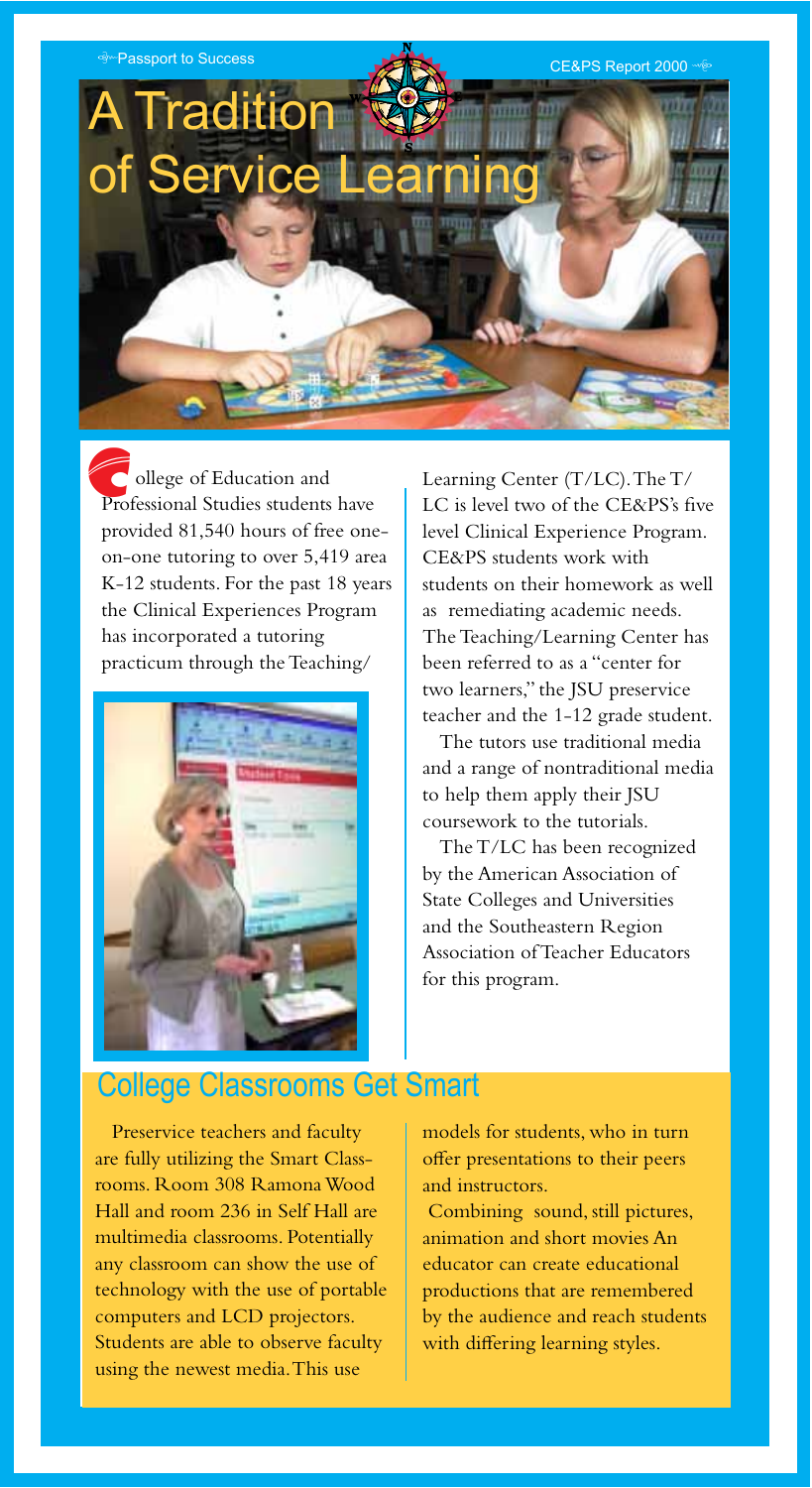# A Tradition of Service Learning

College of Education and Professional Studies students have provided 81,540 hours of free one-on-one tutoring to over 5,419 area K-12 students. For the past 18 years the Clinical Experiences Program has incorporated a tutoring practicum through the Teaching/Learning Center (T/LC). The T/LC is level two of the CE&PS's five level Clinical Experience Program. CE&PS students work with students on their homework as well as remediating academic needs. The Teaching/Learning Center has been referred to as a "center for two learners," the JSU preservice teacher and the 1-12 grade student.

The tutors use traditional media and a range of nontraditional media to help them apply their JSU coursework to the tutorials.

The T/LC has been recognized by the American Association of State Colleges and Universities and the Southeastern Region Association of Teacher Educators for this program.

## College Classrooms Get Smart

Preservice teachers and faculty are fully utilizing the Smart Classrooms. Room 308 Ramona Wood Hall and room 236 in Self Hall are multimedia classrooms. Potentially any classroom can show the use of technology with the use of portable computers and LCD projectors. Students are able to observe faculty using the newest media. This use models for students, who in turn offer presentations to their peers and instructors.

Combining sound, still pictures, animation and short movies An educator can create educational productions that are remembered by the audience and reach students with differing learning styles.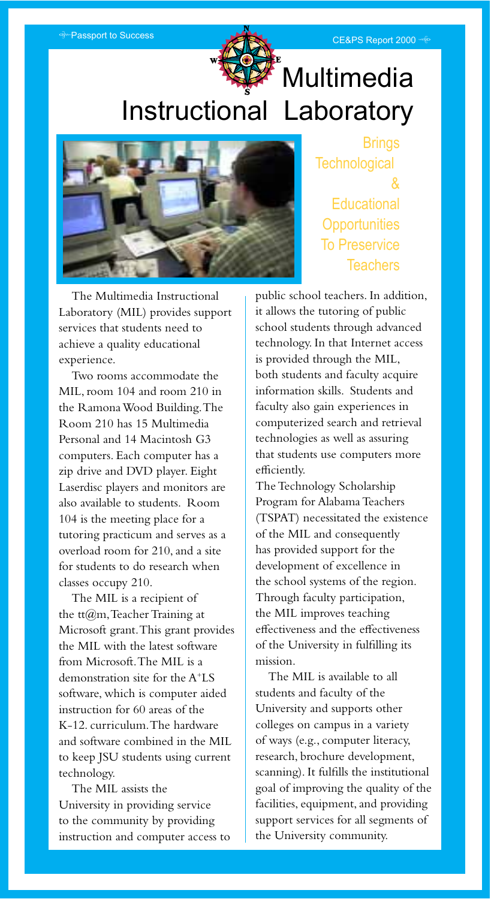# Multimedia Instructional Laboratory

## Brings Technological & Educational Opportunities To Preservice Teachers

The Multimedia Instructional Laboratory (MIL) provides support services that students need to achieve a quality educational experience.

Two rooms accommodate the MIL, room 104 and room 210 in the Ramona Wood Building. The Room 210 has 15 Multimedia Personal and 14 Macintosh G3 computers. Each computer has a zip drive and DVD player. Eight Laserdisc players and monitors are also available to students. Room 104 is the meeting place for a tutoring practicum and serves as a overload room for 210, and a site for students to do research when classes occupy 210.

The MIL is a recipient of the tt@m, Teacher Training at Microsoft grant. This grant provides the MIL with the latest software from Microsoft. The MIL is a demonstration site for the A+LS software, which is computer aided instruction for 60 areas of the K-12. curriculum. The hardware and software combined in the MIL to keep JSU students using current technology.

The MIL assists the University in providing service to the community by providing instruction and computer access to public school teachers. In addition, it allows the tutoring of public school students through advanced technology. In that Internet access is provided through the MIL, both students and faculty acquire information skills. Students and faculty also gain experiences in computerized search and retrieval technologies as well as assuring that students use computers more efficiently.

The Technology Scholarship Program for Alabama Teachers (TSPAT) necessitated the existence of the MIL and consequently has provided support for the development of excellence in the school systems of the region. Through faculty participation, the MIL improves teaching effectiveness and the effectiveness of the University in fulfilling its mission.

The MIL is available to all students and faculty of the University and supports other colleges on campus in a variety of ways (e.g., computer literacy, research, brochure development, scanning). It fulfills the institutional goal of improving the quality of the facilities, equipment, and providing support services for all segments of the University community.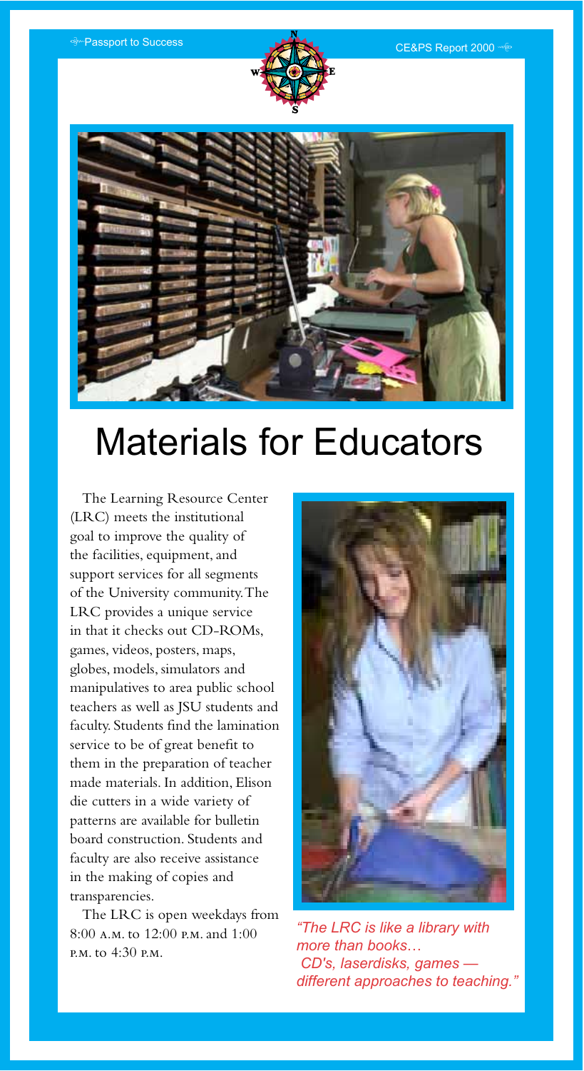# Materials for Educators

The Learning Resource Center (LRC) meets the institutional goal to improve the quality of the facilities, equipment, and support services for all segments of the University community. The LRC provides a unique service in that it checks out CD-ROMs, games, videos, posters, maps, globes, models, simulators and manipulatives to area public school teachers as well as JSU students and faculty. Students find the lamination service to be of great benefit to them in the preparation of teacher made materials. In addition, Elison die cutters in a wide variety of patterns are available for bulletin board construction. Students and faculty are also receive assistance in the making of copies and transparencies.

The LRC is open weekdays from 8:00 A.M. to 12:00 P.M. and 1:00 P.M. to 4:30 P.M.

*"The LRC is like a library with more than books… CD's, laserdisks, games — different approaches to teaching."*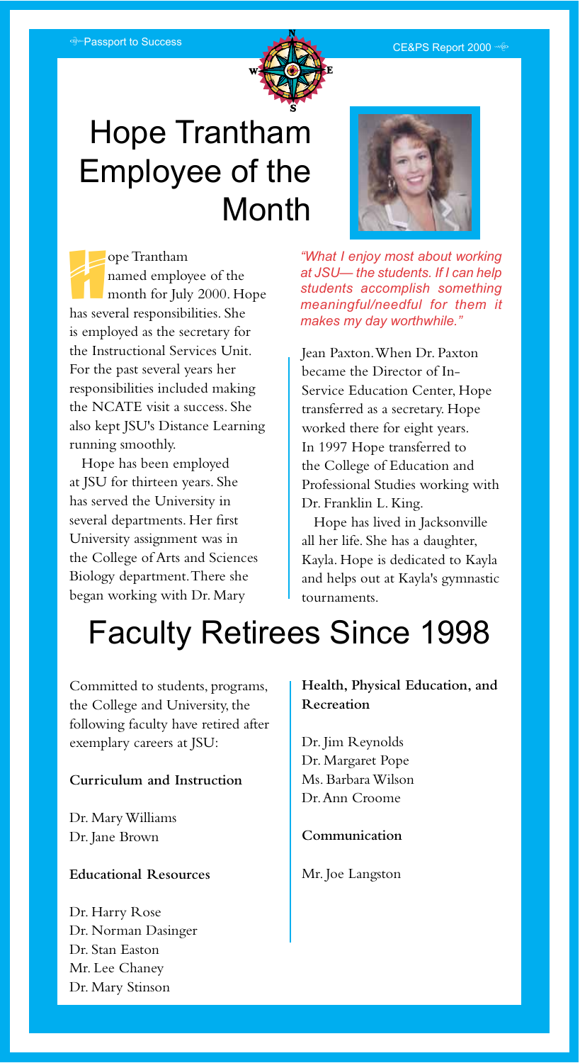# Hope Trantham Employee of the Month

Hope Trantham named employee of the month for July 2000. Hope has several responsibilities. She is employed as the secretary for the Instructional Services Unit. For the past several years her responsibilities included making the NCATE visit a success. She also kept JSU's Distance Learning running smoothly.

Hope has been employed at JSU for thirteen years. She has served the University in several departments. Her first University assignment was in the College of Arts and Sciences Biology department. There she began working with Dr. Mary Jean Paxton. When Dr. Paxton became the Director of In-Service Education Center, Hope transferred as a secretary. Hope worked there for eight years. In 1997 Hope transferred to the College of Education and Professional Studies working with Dr. Franklin L. King.

Hope has lived in Jacksonville all her life. She has a daughter, Kayla. Hope is dedicated to Kayla and helps out at Kayla's gymnastic tournaments.

*"What I enjoy most about working at JSU— the students. If I can help students accomplish something meaningful/needful for them it makes my day worthwhile."*

# Faculty Retirees Since 1998

Committed to students, programs, the College and University, the following faculty have retired after exemplary careers at JSU:

**Curriculum and Instruction**

Dr. Mary Williams
Dr. Jane Brown

**Educational Resources**

Dr. Harry Rose
Dr. Norman Dasinger
Dr. Stan Easton
Mr. Lee Chaney
Dr. Mary Stinson

**Health, Physical Education, and Recreation**

Dr. Jim Reynolds
Dr. Margaret Pope
Ms. Barbara Wilson
Dr. Ann Croome

**Communication**

Mr. Joe Langston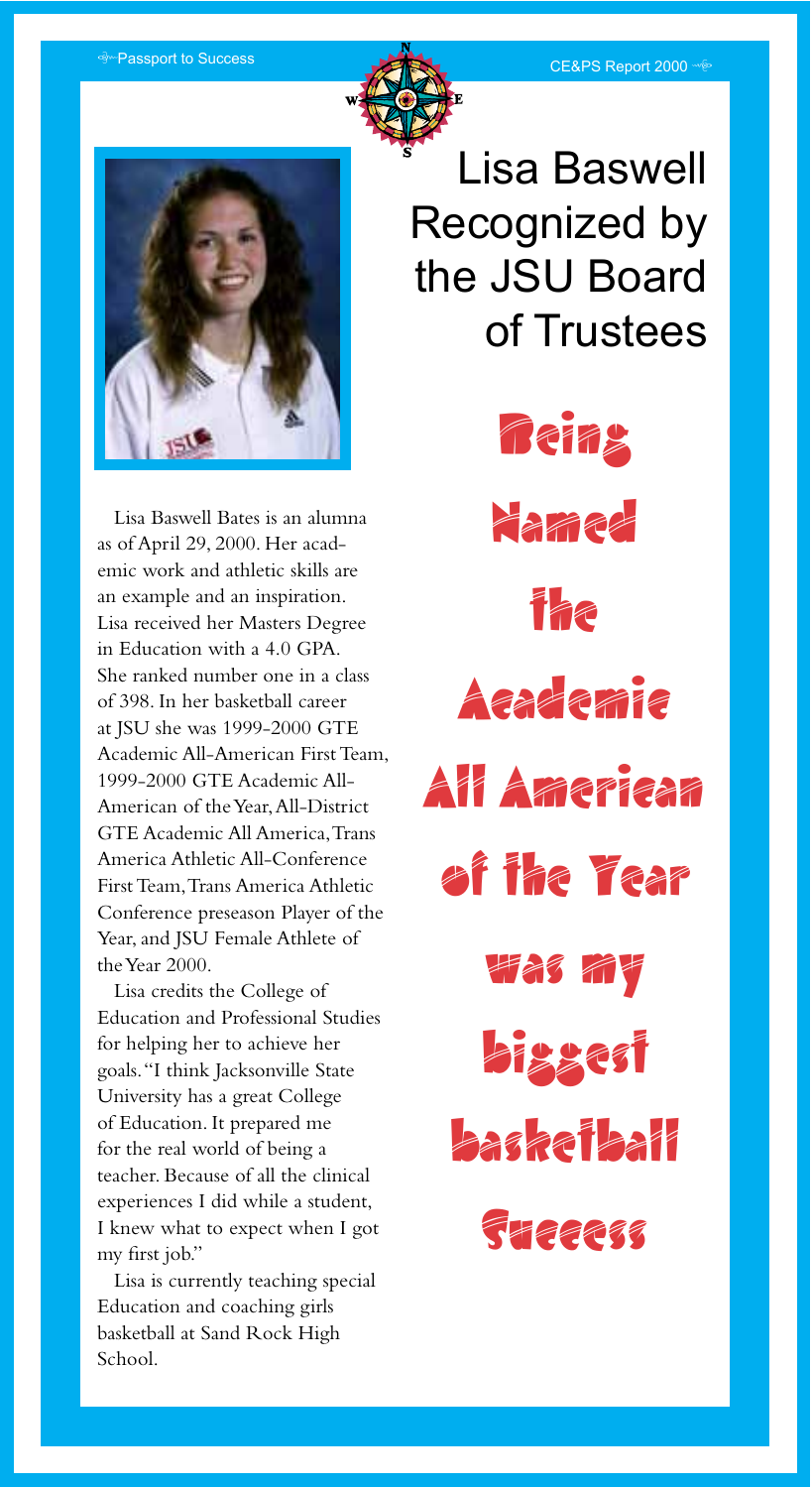# Lisa Baswell Recognized by the JSU Board of Trustees

Lisa Baswell Bates is an alumna as of April 29, 2000. Her academic work and athletic skills are an example and an inspiration. Lisa received her Masters Degree in Education with a 4.0 GPA. She ranked number one in a class of 398. In her basketball career at JSU she was 1999-2000 GTE Academic All-American First Team, 1999-2000 GTE Academic All-American of the Year, All-District GTE Academic All America, Trans America Athletic All-Conference First Team, Trans America Athletic Conference preseason Player of the Year, and JSU Female Athlete of the Year 2000.

Lisa credits the College of Education and Professional Studies for helping her to achieve her goals. "I think Jacksonville State University has a great College of Education. It prepared me for the real world of being a teacher. Because of all the clinical experiences I did while a student, I knew what to expect when I got my first job."

Lisa is currently teaching special Education and coaching girls basketball at Sand Rock High School.

**Being Named the Academic All American of the Year was my biggest basketball Success**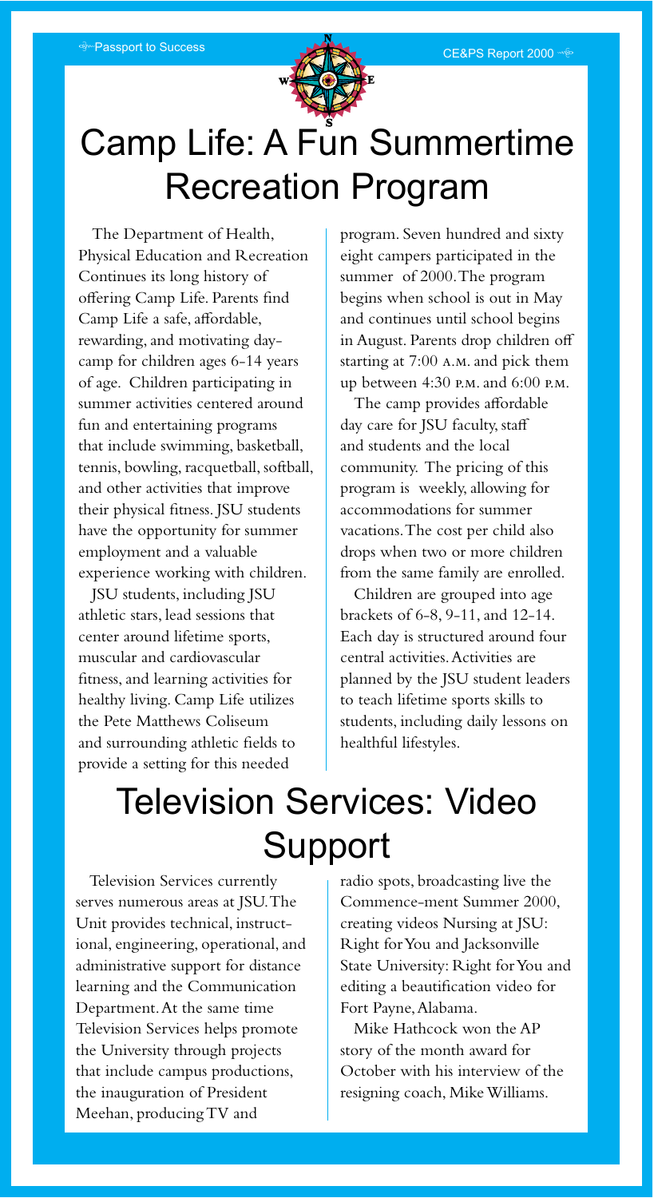# Camp Life: A Fun Summertime Recreation Program

The Department of Health, Physical Education and Recreation Continues its long history of offering Camp Life. Parents find Camp Life a safe, affordable, rewarding, and motivating day-camp for children ages 6-14 years of age. Children participating in summer activities centered around fun and entertaining programs that include swimming, basketball, tennis, bowling, racquetball, softball, and other activities that improve their physical fitness. JSU students have the opportunity for summer employment and a valuable experience working with children.

JSU students, including JSU athletic stars, lead sessions that center around lifetime sports, muscular and cardiovascular fitness, and learning activities for healthy living. Camp Life utilizes the Pete Matthews Coliseum and surrounding athletic fields to provide a setting for this needed program. Seven hundred and sixty eight campers participated in the summer of 2000. The program begins when school is out in May and continues until school begins in August. Parents drop children off starting at 7:00 A.M. and pick them up between 4:30 P.M. and 6:00 P.M.

The camp provides affordable day care for JSU faculty, staff and students and the local community. The pricing of this program is weekly, allowing for accommodations for summer vacations. The cost per child also drops when two or more children from the same family are enrolled.

Children are grouped into age brackets of 6-8, 9-11, and 12-14. Each day is structured around four central activities. Activities are planned by the JSU student leaders to teach lifetime sports skills to students, including daily lessons on healthful lifestyles.

# Television Services: Video Support

Television Services currently serves numerous areas at JSU. The Unit provides technical, instructional, engineering, operational, and administrative support for distance learning and the Communication Department. At the same time Television Services helps promote the University through projects that include campus productions, the inauguration of President Meehan, producing TV and radio spots, broadcasting live the Commence-ment Summer 2000, creating videos Nursing at JSU: Right for You and Jacksonville State University: Right for You and editing a beautification video for Fort Payne, Alabama.

Mike Hathcock won the AP story of the month award for October with his interview of the resigning coach, Mike Williams.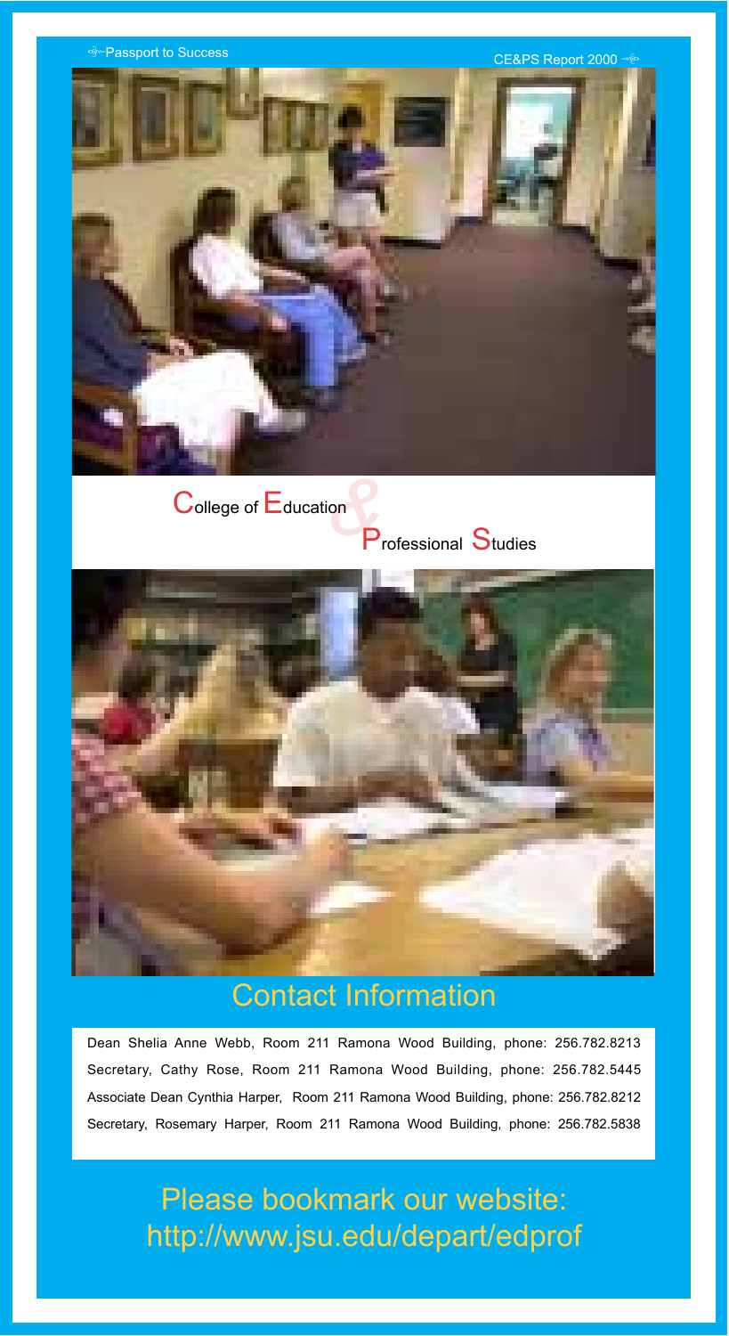# College of Education & Professional Studies

## Contact Information

Dean Shelia Anne Webb, Room 211 Ramona Wood Building, phone: 256.782.8213

Secretary, Cathy Rose, Room 211 Ramona Wood Building, phone: 256.782.5445

Associate Dean Cynthia Harper, Room 211 Ramona Wood Building, phone: 256.782.8212

Secretary, Rosemary Harper, Room 211 Ramona Wood Building, phone: 256.782.5838

Please bookmark our website:
http://www.jsu.edu/depart/edprof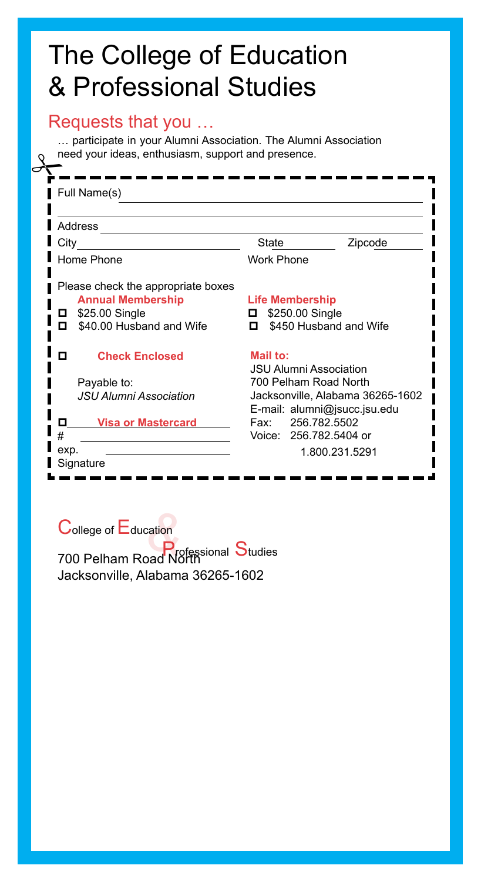# The College of Education & Professional Studies

## Requests that you …

… participate in your Alumni Association. The Alumni Association need your ideas, enthusiasm, support and presence.

Full Name(s) ______________________________

______________________________

Address ______________________________

City ______________ State ________ Zipcode ________

Home Phone Work Phone

Please check the appropriate boxes

**Annual Membership**

- ☐ $25.00 Single
- ☐ $40.00 Husband and Wife

**Life Membership**

- ☐ $250.00 Single
- ☐ $450 Husband and Wife

☐ **Check Enclosed**

Payable to:
*JSU Alumni Association*

☐ **Visa or Mastercard**

\# ______________________

exp. ______________________

Signature

**Mail to:**

JSU Alumni Association
700 Pelham Road North
Jacksonville, Alabama 36265-1602
E-mail: alumni@jsucc.jsu.edu
Fax: 256.782.5502
Voice: 256.782.5404 or
1.800.231.5291

College of Education & Professional Studies
700 Pelham Road North
Jacksonville, Alabama 36265-1602